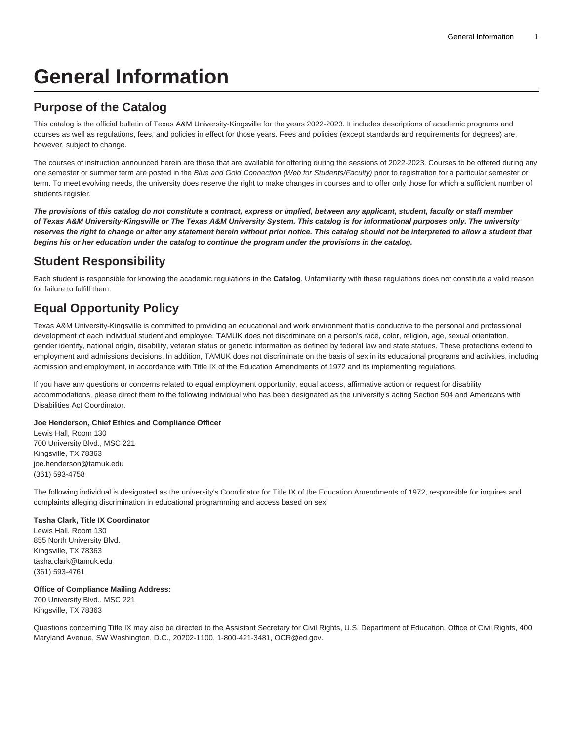# General Information

## Purpose of the Catalog

This catalog is the official bulletin of Texas A&M University-Kingsville for the years 2022-2023. It includes descriptions of academic programs and courses as well as regulations, fees, and policies in effect for those years. Fees and policies (except standards and requirements for degrees) are, however, subject to change.

The courses of instruction announced herein are those that are available for offering during the sessions of 2022-2023. Courses to be offered during any one semester or summer term are posted in the *Blue and Gold Connection (Web for Students/Faculty)* prior to registration for a particular semester or term. To meet evolving needs, the university does reserve the right to make changes in courses and to offer only those for which a sufficient number of students register.

***The provisions of this catalog do not constitute a contract, express or implied, between any applicant, student, faculty or staff member of Texas A&M University-Kingsville or The Texas A&M University System. This catalog is for informational purposes only. The university reserves the right to change or alter any statement herein without prior notice. This catalog should not be interpreted to allow a student that begins his or her education under the catalog to continue the program under the provisions in the catalog.***

## Student Responsibility

Each student is responsible for knowing the academic regulations in the **Catalog**. Unfamiliarity with these regulations does not constitute a valid reason for failure to fulfill them.

## Equal Opportunity Policy

Texas A&M University-Kingsville is committed to providing an educational and work environment that is conductive to the personal and professional development of each individual student and employee. TAMUK does not discriminate on a person's race, color, religion, age, sexual orientation, gender identity, national origin, disability, veteran status or genetic information as defined by federal law and state statues. These protections extend to employment and admissions decisions. In addition, TAMUK does not discriminate on the basis of sex in its educational programs and activities, including admission and employment, in accordance with Title IX of the Education Amendments of 1972 and its implementing regulations.

If you have any questions or concerns related to equal employment opportunity, equal access, affirmative action or request for disability accommodations, please direct them to the following individual who has been designated as the university's acting Section 504 and Americans with Disabilities Act Coordinator.

**Joe Henderson, Chief Ethics and Compliance Officer**
Lewis Hall, Room 130
700 University Blvd., MSC 221
Kingsville, TX 78363
joe.henderson@tamuk.edu
(361) 593-4758

The following individual is designated as the university's Coordinator for Title IX of the Education Amendments of 1972, responsible for inquires and complaints alleging discrimination in educational programming and access based on sex:

**Tasha Clark, Title IX Coordinator**
Lewis Hall, Room 130
855 North University Blvd.
Kingsville, TX 78363
tasha.clark@tamuk.edu
(361) 593-4761

**Office of Compliance Mailing Address:**
700 University Blvd., MSC 221
Kingsville, TX 78363

Questions concerning Title IX may also be directed to the Assistant Secretary for Civil Rights, U.S. Department of Education, Office of Civil Rights, 400 Maryland Avenue, SW Washington, D.C., 20202-1100, 1-800-421-3481, OCR@ed.gov.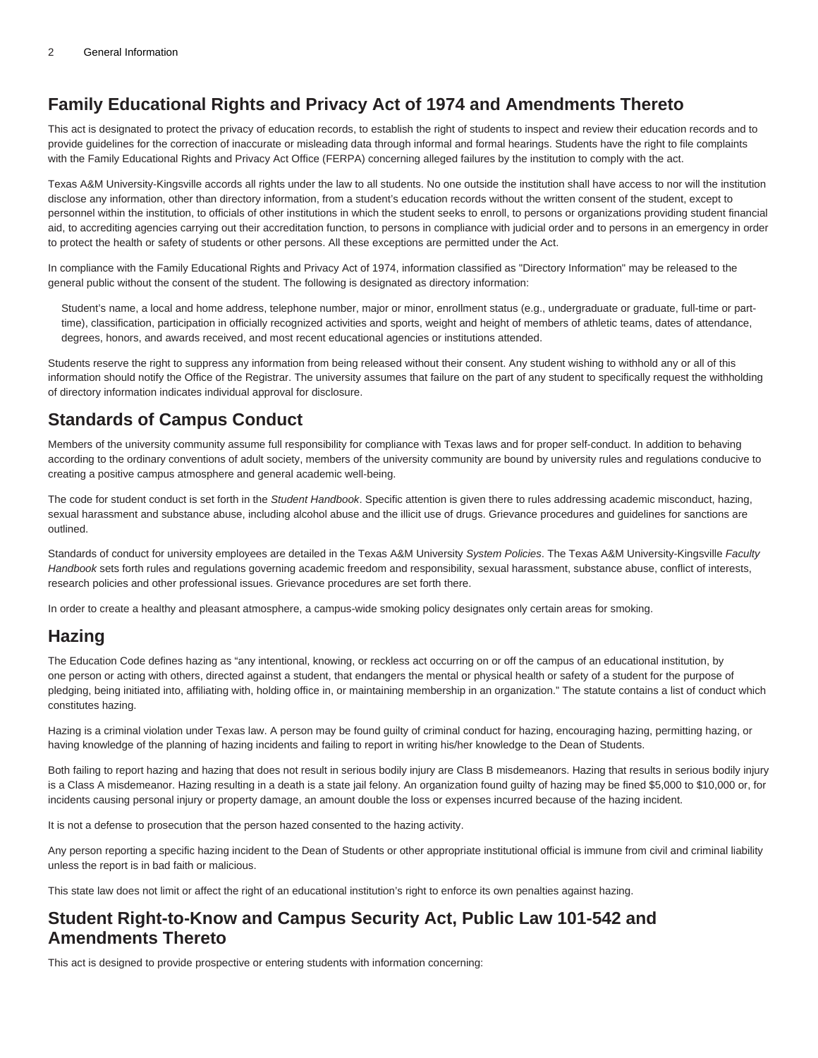## Family Educational Rights and Privacy Act of 1974 and Amendments Thereto

This act is designated to protect the privacy of education records, to establish the right of students to inspect and review their education records and to provide guidelines for the correction of inaccurate or misleading data through informal and formal hearings. Students have the right to file complaints with the Family Educational Rights and Privacy Act Office (FERPA) concerning alleged failures by the institution to comply with the act.

Texas A&M University-Kingsville accords all rights under the law to all students. No one outside the institution shall have access to nor will the institution disclose any information, other than directory information, from a student's education records without the written consent of the student, except to personnel within the institution, to officials of other institutions in which the student seeks to enroll, to persons or organizations providing student financial aid, to accrediting agencies carrying out their accreditation function, to persons in compliance with judicial order and to persons in an emergency in order to protect the health or safety of students or other persons. All these exceptions are permitted under the Act.

In compliance with the Family Educational Rights and Privacy Act of 1974, information classified as "Directory Information" may be released to the general public without the consent of the student. The following is designated as directory information:

> Student's name, a local and home address, telephone number, major or minor, enrollment status (e.g., undergraduate or graduate, full-time or part-time), classification, participation in officially recognized activities and sports, weight and height of members of athletic teams, dates of attendance, degrees, honors, and awards received, and most recent educational agencies or institutions attended.

Students reserve the right to suppress any information from being released without their consent. Any student wishing to withhold any or all of this information should notify the Office of the Registrar. The university assumes that failure on the part of any student to specifically request the withholding of directory information indicates individual approval for disclosure.

## Standards of Campus Conduct

Members of the university community assume full responsibility for compliance with Texas laws and for proper self-conduct. In addition to behaving according to the ordinary conventions of adult society, members of the university community are bound by university rules and regulations conducive to creating a positive campus atmosphere and general academic well-being.

The code for student conduct is set forth in the *Student Handbook*. Specific attention is given there to rules addressing academic misconduct, hazing, sexual harassment and substance abuse, including alcohol abuse and the illicit use of drugs. Grievance procedures and guidelines for sanctions are outlined.

Standards of conduct for university employees are detailed in the Texas A&M University *System Policies*. The Texas A&M University-Kingsville *Faculty Handbook* sets forth rules and regulations governing academic freedom and responsibility, sexual harassment, substance abuse, conflict of interests, research policies and other professional issues. Grievance procedures are set forth there.

In order to create a healthy and pleasant atmosphere, a campus-wide smoking policy designates only certain areas for smoking.

## Hazing

The Education Code defines hazing as "any intentional, knowing, or reckless act occurring on or off the campus of an educational institution, by one person or acting with others, directed against a student, that endangers the mental or physical health or safety of a student for the purpose of pledging, being initiated into, affiliating with, holding office in, or maintaining membership in an organization." The statute contains a list of conduct which constitutes hazing.

Hazing is a criminal violation under Texas law. A person may be found guilty of criminal conduct for hazing, encouraging hazing, permitting hazing, or having knowledge of the planning of hazing incidents and failing to report in writing his/her knowledge to the Dean of Students.

Both failing to report hazing and hazing that does not result in serious bodily injury are Class B misdemeanors. Hazing that results in serious bodily injury is a Class A misdemeanor. Hazing resulting in a death is a state jail felony. An organization found guilty of hazing may be fined $5,000 to $10,000 or, for incidents causing personal injury or property damage, an amount double the loss or expenses incurred because of the hazing incident.

It is not a defense to prosecution that the person hazed consented to the hazing activity.

Any person reporting a specific hazing incident to the Dean of Students or other appropriate institutional official is immune from civil and criminal liability unless the report is in bad faith or malicious.

This state law does not limit or affect the right of an educational institution's right to enforce its own penalties against hazing.

## Student Right-to-Know and Campus Security Act, Public Law 101-542 and Amendments Thereto

This act is designed to provide prospective or entering students with information concerning: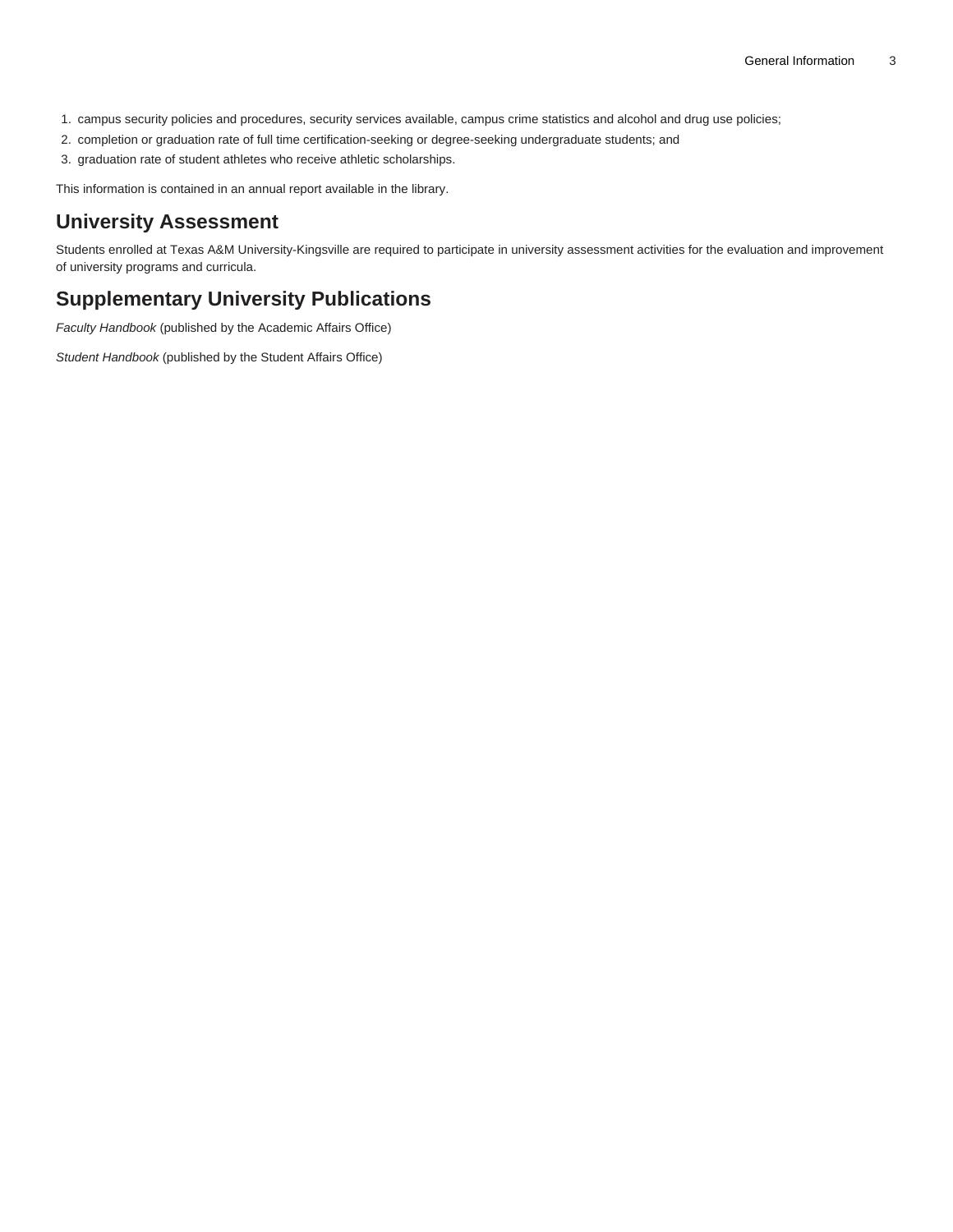1. campus security policies and procedures, security services available, campus crime statistics and alcohol and drug use policies;
2. completion or graduation rate of full time certification-seeking or degree-seeking undergraduate students; and
3. graduation rate of student athletes who receive athletic scholarships.

This information is contained in an annual report available in the library.

## University Assessment

Students enrolled at Texas A&M University-Kingsville are required to participate in university assessment activities for the evaluation and improvement of university programs and curricula.

## Supplementary University Publications

*Faculty Handbook* (published by the Academic Affairs Office)

*Student Handbook* (published by the Student Affairs Office)